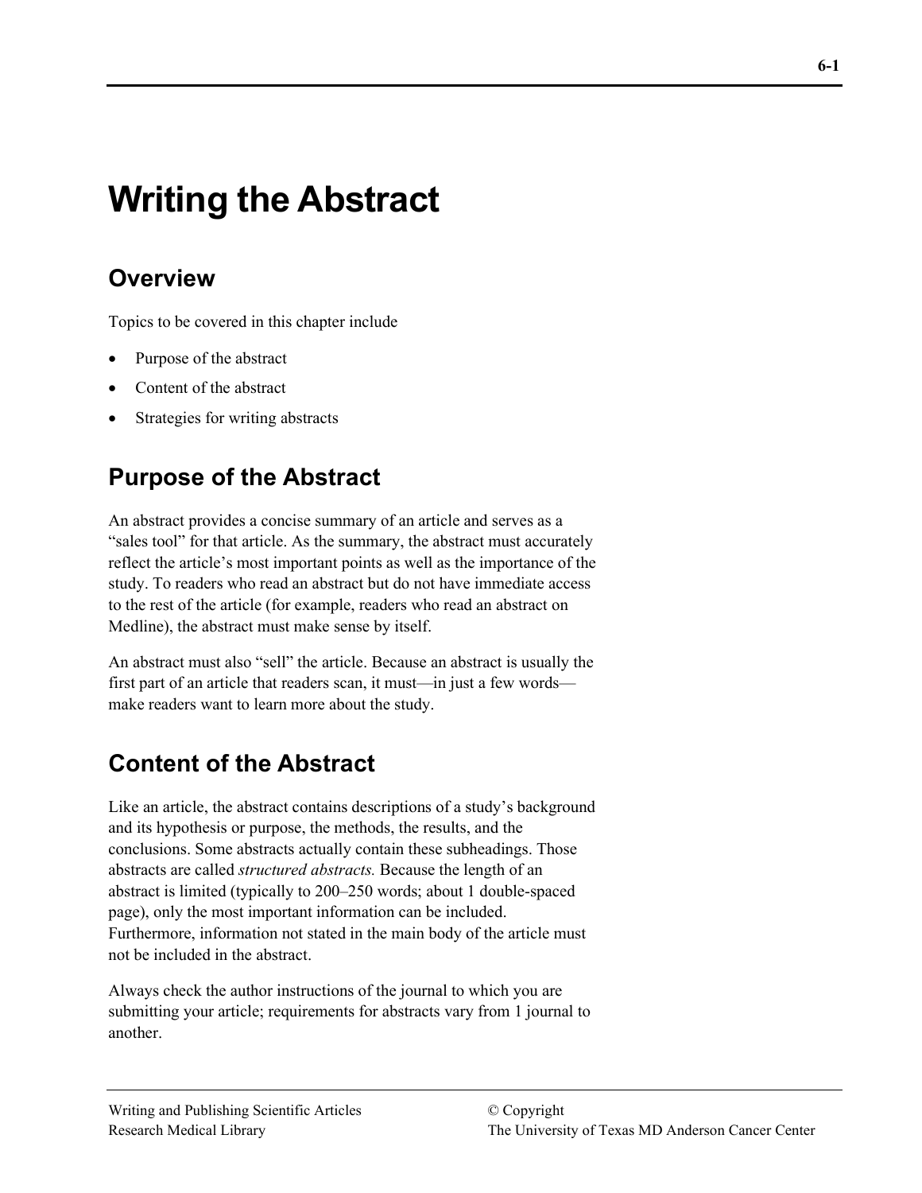# Writing the Abstract

## Overview

Topics to be covered in this chapter include

- Purpose of the abstract
- Content of the abstract
- Strategies for writing abstracts

## Purpose of the Abstract

An abstract provides a concise summary of an article and serves as a "sales tool" for that article. As the summary, the abstract must accurately reflect the article's most important points as well as the importance of the study. To readers who read an abstract but do not have immediate access to the rest of the article (for example, readers who read an abstract on Medline), the abstract must make sense by itself.

An abstract must also "sell" the article. Because an abstract is usually the first part of an article that readers scan, it must—in just a few words—make readers want to learn more about the study.

## Content of the Abstract

Like an article, the abstract contains descriptions of a study's background and its hypothesis or purpose, the methods, the results, and the conclusions. Some abstracts actually contain these subheadings. Those abstracts are called *structured abstracts.* Because the length of an abstract is limited (typically to 200–250 words; about 1 double-spaced page), only the most important information can be included. Furthermore, information not stated in the main body of the article must not be included in the abstract.

Always check the author instructions of the journal to which you are submitting your article; requirements for abstracts vary from 1 journal to another.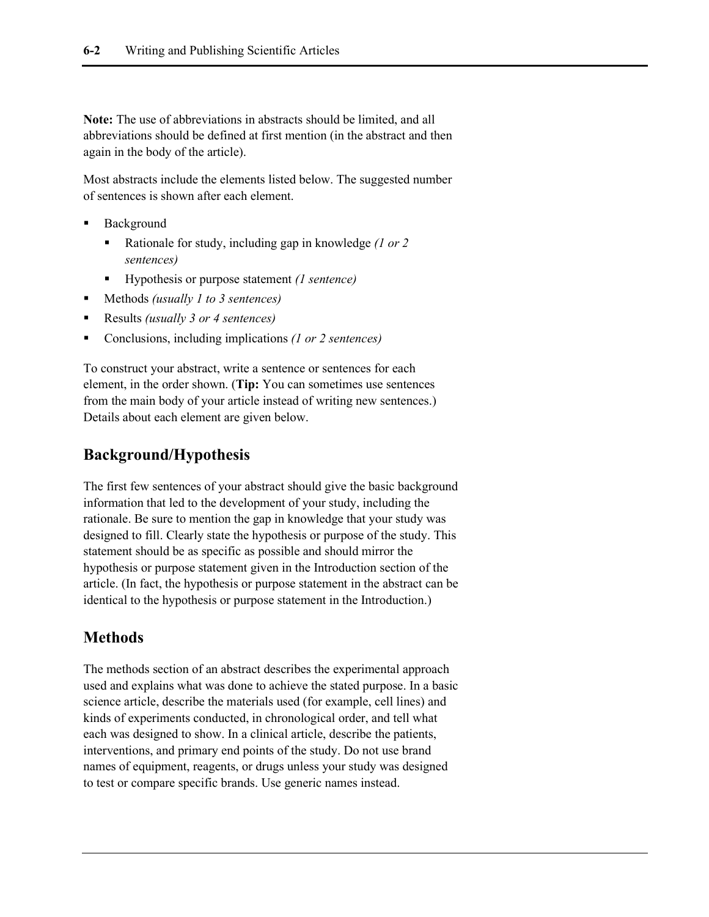**Note:** The use of abbreviations in abstracts should be limited, and all abbreviations should be defined at first mention (in the abstract and then again in the body of the article).

Most abstracts include the elements listed below. The suggested number of sentences is shown after each element.

- Background
  - Rationale for study, including gap in knowledge *(1 or 2 sentences)*
  - Hypothesis or purpose statement *(1 sentence)*
- Methods *(usually 1 to 3 sentences)*
- Results *(usually 3 or 4 sentences)*
- Conclusions, including implications *(1 or 2 sentences)*

To construct your abstract, write a sentence or sentences for each element, in the order shown. (**Tip:** You can sometimes use sentences from the main body of your article instead of writing new sentences.) Details about each element are given below.

## Background/Hypothesis

The first few sentences of your abstract should give the basic background information that led to the development of your study, including the rationale. Be sure to mention the gap in knowledge that your study was designed to fill. Clearly state the hypothesis or purpose of the study. This statement should be as specific as possible and should mirror the hypothesis or purpose statement given in the Introduction section of the article. (In fact, the hypothesis or purpose statement in the abstract can be identical to the hypothesis or purpose statement in the Introduction.)

## Methods

The methods section of an abstract describes the experimental approach used and explains what was done to achieve the stated purpose. In a basic science article, describe the materials used (for example, cell lines) and kinds of experiments conducted, in chronological order, and tell what each was designed to show. In a clinical article, describe the patients, interventions, and primary end points of the study. Do not use brand names of equipment, reagents, or drugs unless your study was designed to test or compare specific brands. Use generic names instead.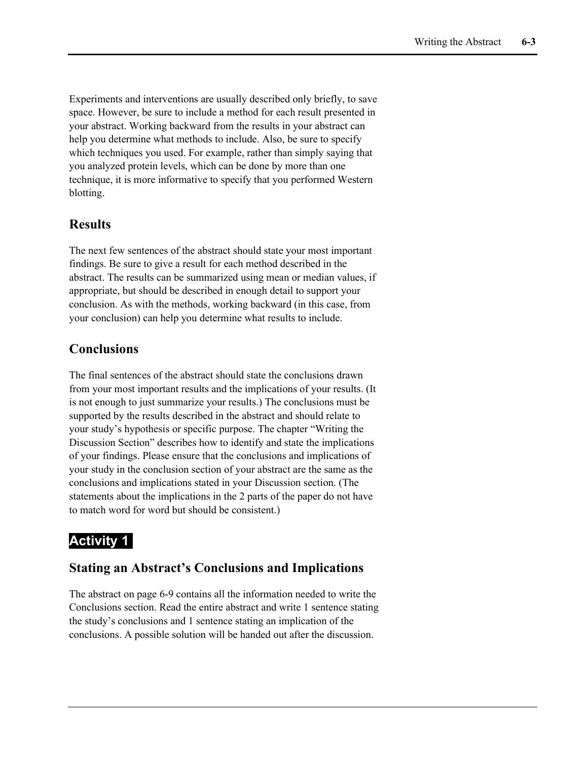Experiments and interventions are usually described only briefly, to save space. However, be sure to include a method for each result presented in your abstract. Working backward from the results in your abstract can help you determine what methods to include. Also, be sure to specify which techniques you used. For example, rather than simply saying that you analyzed protein levels, which can be done by more than one technique, it is more informative to specify that you performed Western blotting.

## Results

The next few sentences of the abstract should state your most important findings. Be sure to give a result for each method described in the abstract. The results can be summarized using mean or median values, if appropriate, but should be described in enough detail to support your conclusion. As with the methods, working backward (in this case, from your conclusion) can help you determine what results to include.

## Conclusions

The final sentences of the abstract should state the conclusions drawn from your most important results and the implications of your results. (It is not enough to just summarize your results.) The conclusions must be supported by the results described in the abstract and should relate to your study's hypothesis or specific purpose. The chapter "Writing the Discussion Section" describes how to identify and state the implications of your findings. Please ensure that the conclusions and implications of your study in the conclusion section of your abstract are the same as the conclusions and implications stated in your Discussion section. (The statements about the implications in the 2 parts of the paper do not have to match word for word but should be consistent.)

**Activity 1**

## Stating an Abstract's Conclusions and Implications

The abstract on page 6-9 contains all the information needed to write the Conclusions section. Read the entire abstract and write 1 sentence stating the study's conclusions and 1 sentence stating an implication of the conclusions. A possible solution will be handed out after the discussion.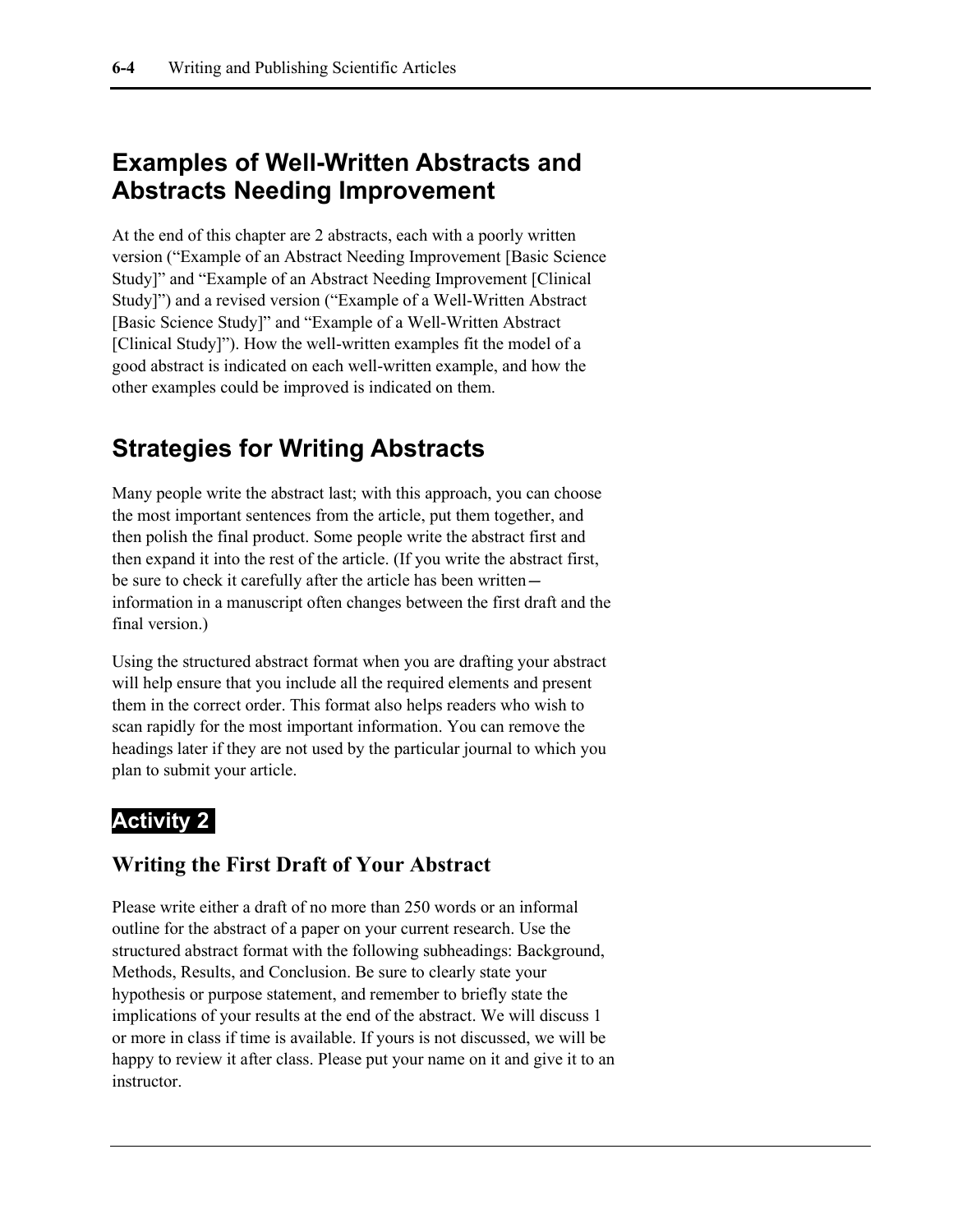## Examples of Well-Written Abstracts and Abstracts Needing Improvement

At the end of this chapter are 2 abstracts, each with a poorly written version ("Example of an Abstract Needing Improvement [Basic Science Study]" and "Example of an Abstract Needing Improvement [Clinical Study]") and a revised version ("Example of a Well-Written Abstract [Basic Science Study]" and "Example of a Well-Written Abstract [Clinical Study]"). How the well-written examples fit the model of a good abstract is indicated on each well-written example, and how the other examples could be improved is indicated on them.

## Strategies for Writing Abstracts

Many people write the abstract last; with this approach, you can choose the most important sentences from the article, put them together, and then polish the final product. Some people write the abstract first and then expand it into the rest of the article. (If you write the abstract first, be sure to check it carefully after the article has been written—information in a manuscript often changes between the first draft and the final version.)

Using the structured abstract format when you are drafting your abstract will help ensure that you include all the required elements and present them in the correct order. This format also helps readers who wish to scan rapidly for the most important information. You can remove the headings later if they are not used by the particular journal to which you plan to submit your article.

## Activity 2

### Writing the First Draft of Your Abstract

Please write either a draft of no more than 250 words or an informal outline for the abstract of a paper on your current research. Use the structured abstract format with the following subheadings: Background, Methods, Results, and Conclusion. Be sure to clearly state your hypothesis or purpose statement, and remember to briefly state the implications of your results at the end of the abstract. We will discuss 1 or more in class if time is available. If yours is not discussed, we will be happy to review it after class. Please put your name on it and give it to an instructor.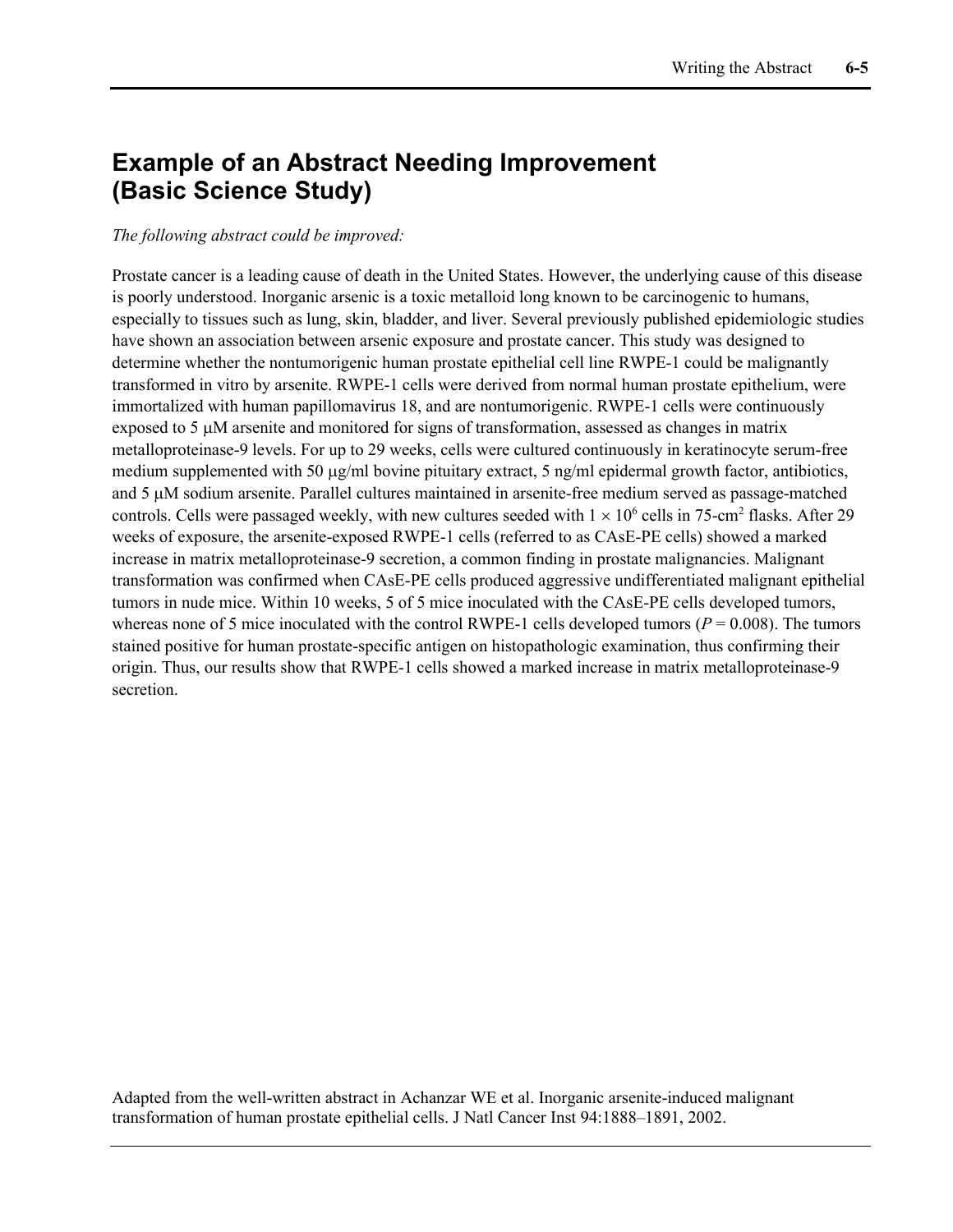# Example of an Abstract Needing Improvement (Basic Science Study)

*The following abstract could be improved:*

Prostate cancer is a leading cause of death in the United States. However, the underlying cause of this disease is poorly understood. Inorganic arsenic is a toxic metalloid long known to be carcinogenic to humans, especially to tissues such as lung, skin, bladder, and liver. Several previously published epidemiologic studies have shown an association between arsenic exposure and prostate cancer. This study was designed to determine whether the nontumorigenic human prostate epithelial cell line RWPE-1 could be malignantly transformed in vitro by arsenite. RWPE-1 cells were derived from normal human prostate epithelium, were immortalized with human papillomavirus 18, and are nontumorigenic. RWPE-1 cells were continuously exposed to 5 μM arsenite and monitored for signs of transformation, assessed as changes in matrix metalloproteinase-9 levels. For up to 29 weeks, cells were cultured continuously in keratinocyte serum-free medium supplemented with 50 μg/ml bovine pituitary extract, 5 ng/ml epidermal growth factor, antibiotics, and 5 μM sodium arsenite. Parallel cultures maintained in arsenite-free medium served as passage-matched controls. Cells were passaged weekly, with new cultures seeded with $1 \times 10^6$ cells in 75-$cm^2$ flasks. After 29 weeks of exposure, the arsenite-exposed RWPE-1 cells (referred to as CAsE-PE cells) showed a marked increase in matrix metalloproteinase-9 secretion, a common finding in prostate malignancies. Malignant transformation was confirmed when CAsE-PE cells produced aggressive undifferentiated malignant epithelial tumors in nude mice. Within 10 weeks, 5 of 5 mice inoculated with the CAsE-PE cells developed tumors, whereas none of 5 mice inoculated with the control RWPE-1 cells developed tumors ($P = 0.008$). The tumors stained positive for human prostate-specific antigen on histopathologic examination, thus confirming their origin. Thus, our results show that RWPE-1 cells showed a marked increase in matrix metalloproteinase-9 secretion.

Adapted from the well-written abstract in Achanzar WE et al. Inorganic arsenite-induced malignant transformation of human prostate epithelial cells. J Natl Cancer Inst 94:1888–1891, 2002.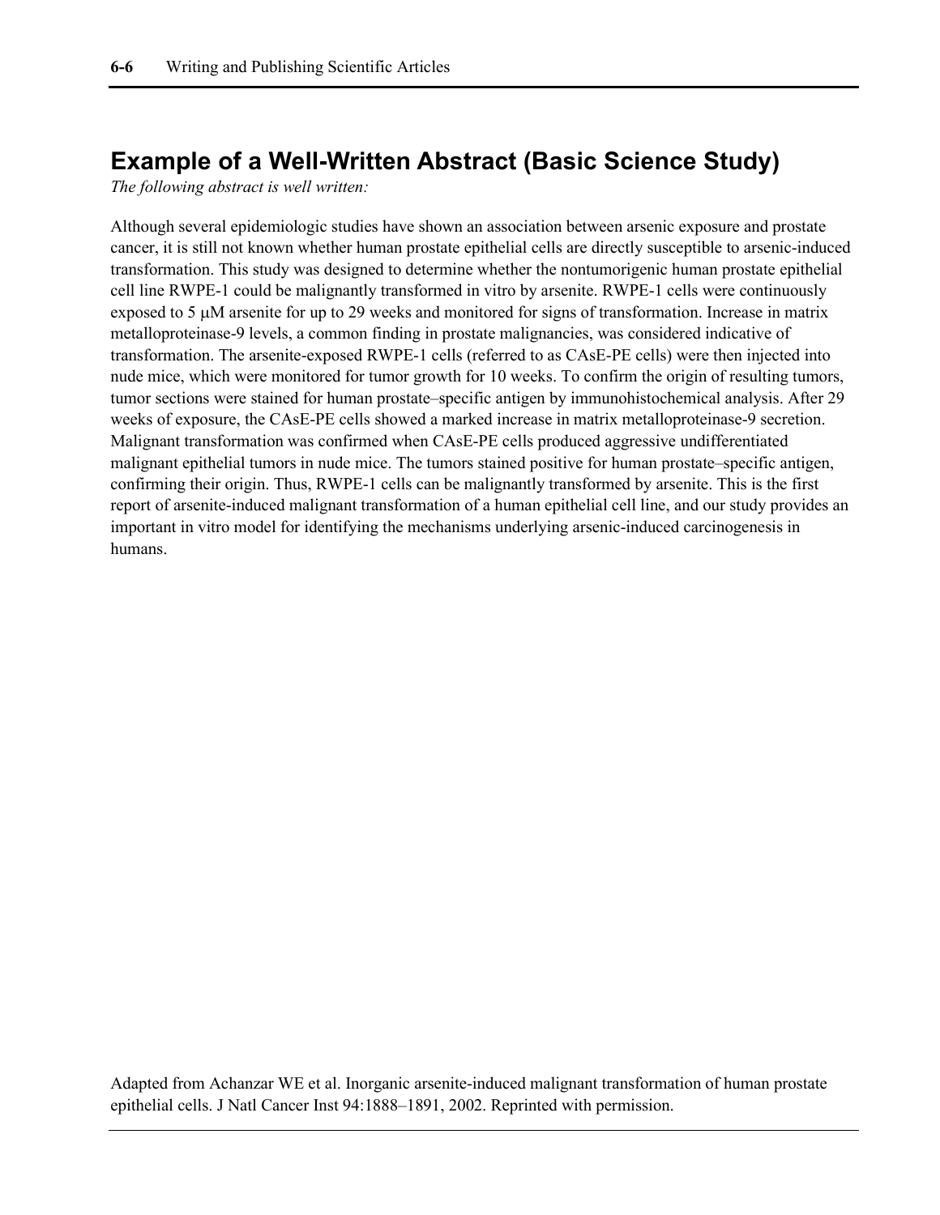## Example of a Well-Written Abstract (Basic Science Study)

*The following abstract is well written:*

Although several epidemiologic studies have shown an association between arsenic exposure and prostate cancer, it is still not known whether human prostate epithelial cells are directly susceptible to arsenic-induced transformation. This study was designed to determine whether the nontumorigenic human prostate epithelial cell line RWPE-1 could be malignantly transformed in vitro by arsenite. RWPE-1 cells were continuously exposed to 5 μM arsenite for up to 29 weeks and monitored for signs of transformation. Increase in matrix metalloproteinase-9 levels, a common finding in prostate malignancies, was considered indicative of transformation. The arsenite-exposed RWPE-1 cells (referred to as CAsE-PE cells) were then injected into nude mice, which were monitored for tumor growth for 10 weeks. To confirm the origin of resulting tumors, tumor sections were stained for human prostate–specific antigen by immunohistochemical analysis. After 29 weeks of exposure, the CAsE-PE cells showed a marked increase in matrix metalloproteinase-9 secretion. Malignant transformation was confirmed when CAsE-PE cells produced aggressive undifferentiated malignant epithelial tumors in nude mice. The tumors stained positive for human prostate–specific antigen, confirming their origin. Thus, RWPE-1 cells can be malignantly transformed by arsenite. This is the first report of arsenite-induced malignant transformation of a human epithelial cell line, and our study provides an important in vitro model for identifying the mechanisms underlying arsenic-induced carcinogenesis in humans.

Adapted from Achanzar WE et al. Inorganic arsenite-induced malignant transformation of human prostate epithelial cells. J Natl Cancer Inst 94:1888–1891, 2002. Reprinted with permission.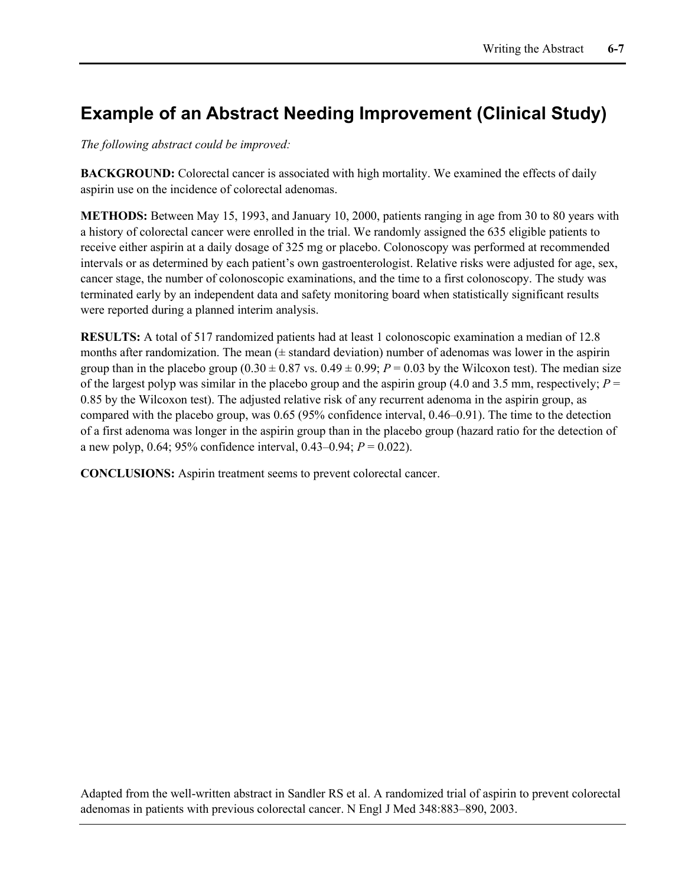## Example of an Abstract Needing Improvement (Clinical Study)

*The following abstract could be improved:*

**BACKGROUND:** Colorectal cancer is associated with high mortality. We examined the effects of daily aspirin use on the incidence of colorectal adenomas.

**METHODS:** Between May 15, 1993, and January 10, 2000, patients ranging in age from 30 to 80 years with a history of colorectal cancer were enrolled in the trial. We randomly assigned the 635 eligible patients to receive either aspirin at a daily dosage of 325 mg or placebo. Colonoscopy was performed at recommended intervals or as determined by each patient's own gastroenterologist. Relative risks were adjusted for age, sex, cancer stage, the number of colonoscopic examinations, and the time to a first colonoscopy. The study was terminated early by an independent data and safety monitoring board when statistically significant results were reported during a planned interim analysis.

**RESULTS:** A total of 517 randomized patients had at least 1 colonoscopic examination a median of 12.8 months after randomization. The mean (± standard deviation) number of adenomas was lower in the aspirin group than in the placebo group (0.30 ± 0.87 vs. 0.49 ± 0.99; $P = 0.03$ by the Wilcoxon test). The median size of the largest polyp was similar in the placebo group and the aspirin group (4.0 and 3.5 mm, respectively; $P = 0.85$ by the Wilcoxon test). The adjusted relative risk of any recurrent adenoma in the aspirin group, as compared with the placebo group, was 0.65 (95% confidence interval, 0.46–0.91). The time to the detection of a first adenoma was longer in the aspirin group than in the placebo group (hazard ratio for the detection of a new polyp, 0.64; 95% confidence interval, 0.43–0.94; $P = 0.022$).

**CONCLUSIONS:** Aspirin treatment seems to prevent colorectal cancer.

Adapted from the well-written abstract in Sandler RS et al. A randomized trial of aspirin to prevent colorectal adenomas in patients with previous colorectal cancer. N Engl J Med 348:883–890, 2003.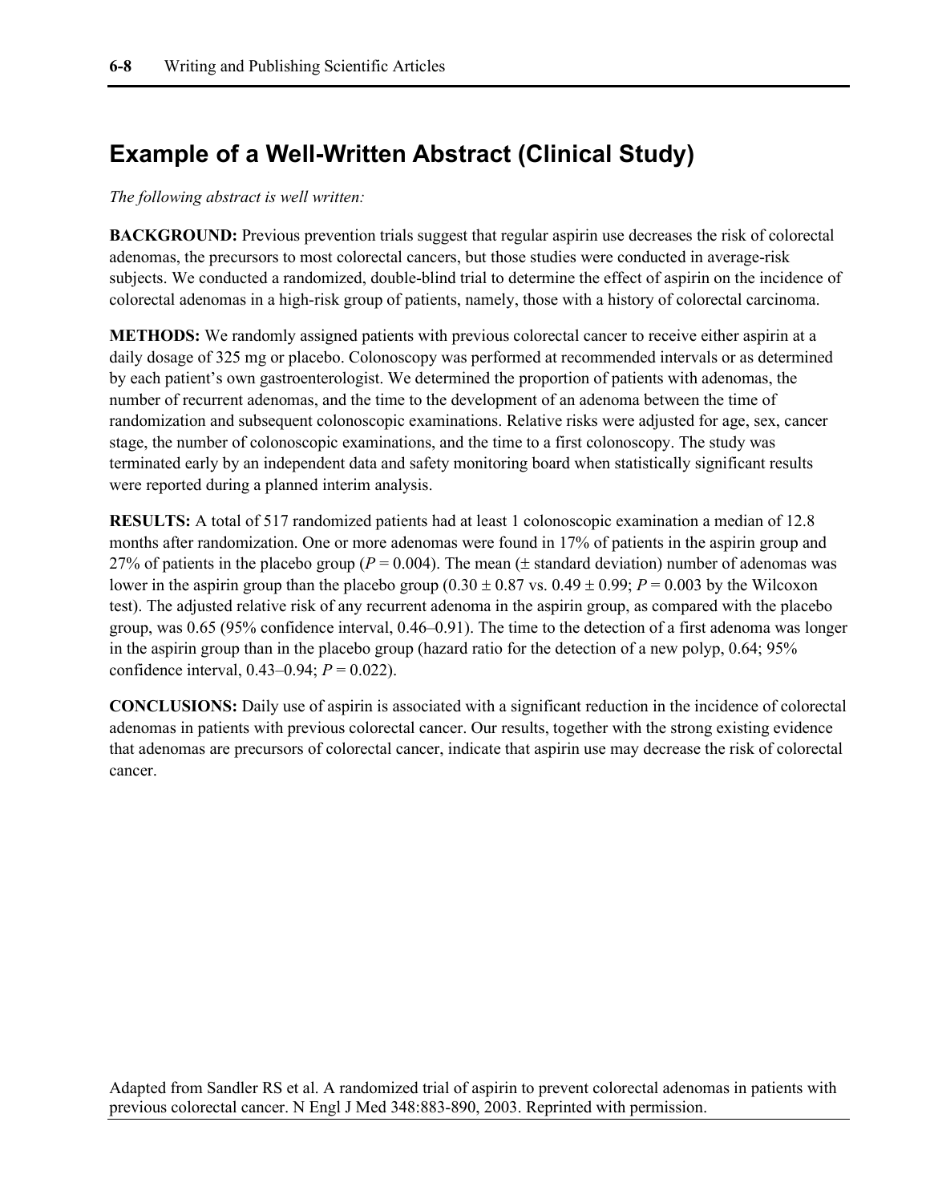## Example of a Well-Written Abstract (Clinical Study)

*The following abstract is well written:*

**BACKGROUND:** Previous prevention trials suggest that regular aspirin use decreases the risk of colorectal adenomas, the precursors to most colorectal cancers, but those studies were conducted in average-risk subjects. We conducted a randomized, double-blind trial to determine the effect of aspirin on the incidence of colorectal adenomas in a high-risk group of patients, namely, those with a history of colorectal carcinoma.

**METHODS:** We randomly assigned patients with previous colorectal cancer to receive either aspirin at a daily dosage of 325 mg or placebo. Colonoscopy was performed at recommended intervals or as determined by each patient's own gastroenterologist. We determined the proportion of patients with adenomas, the number of recurrent adenomas, and the time to the development of an adenoma between the time of randomization and subsequent colonoscopic examinations. Relative risks were adjusted for age, sex, cancer stage, the number of colonoscopic examinations, and the time to a first colonoscopy. The study was terminated early by an independent data and safety monitoring board when statistically significant results were reported during a planned interim analysis.

**RESULTS:** A total of 517 randomized patients had at least 1 colonoscopic examination a median of 12.8 months after randomization. One or more adenomas were found in 17% of patients in the aspirin group and 27% of patients in the placebo group ($P = 0.004$). The mean ($\pm$ standard deviation) number of adenomas was lower in the aspirin group than the placebo group ($0.30 \pm 0.87$ vs. $0.49 \pm 0.99$; $P = 0.003$ by the Wilcoxon test). The adjusted relative risk of any recurrent adenoma in the aspirin group, as compared with the placebo group, was 0.65 (95% confidence interval, 0.46–0.91). The time to the detection of a first adenoma was longer in the aspirin group than in the placebo group (hazard ratio for the detection of a new polyp, 0.64; 95% confidence interval, 0.43–0.94; $P = 0.022$).

**CONCLUSIONS:** Daily use of aspirin is associated with a significant reduction in the incidence of colorectal adenomas in patients with previous colorectal cancer. Our results, together with the strong existing evidence that adenomas are precursors of colorectal cancer, indicate that aspirin use may decrease the risk of colorectal cancer.

Adapted from Sandler RS et al. A randomized trial of aspirin to prevent colorectal adenomas in patients with previous colorectal cancer. N Engl J Med 348:883-890, 2003. Reprinted with permission.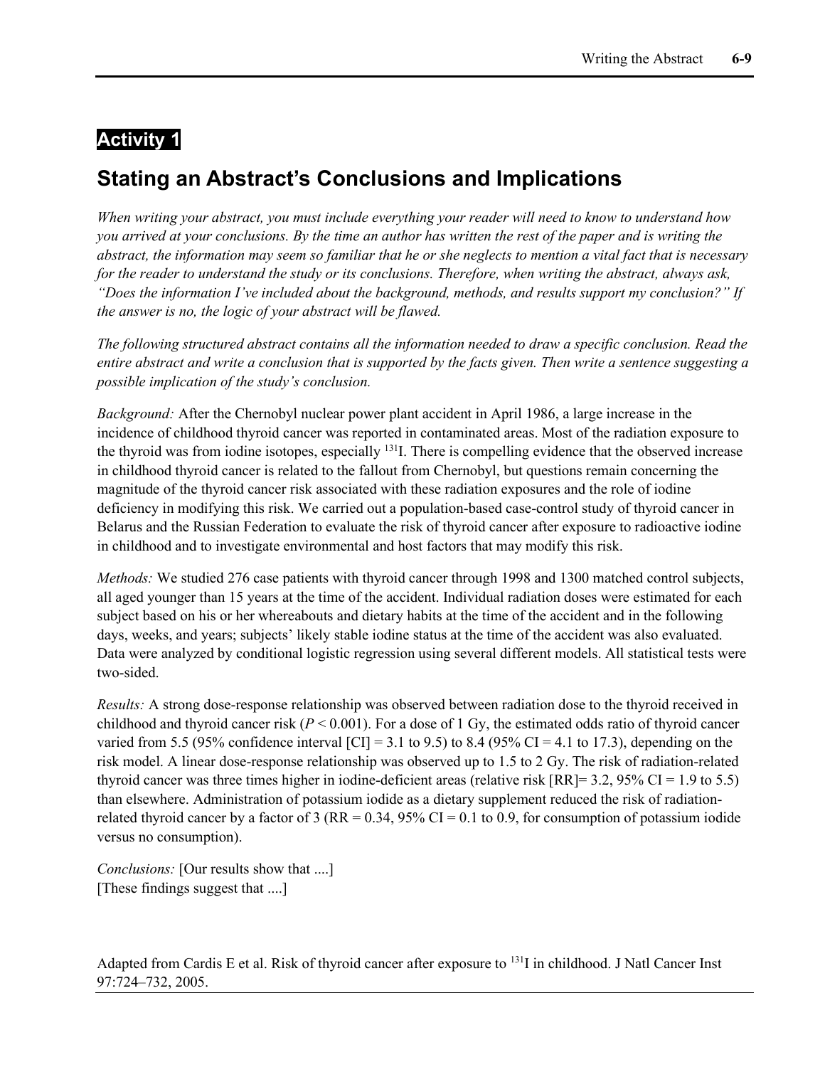**Activity 1**

## Stating an Abstract's Conclusions and Implications

*When writing your abstract, you must include everything your reader will need to know to understand how you arrived at your conclusions. By the time an author has written the rest of the paper and is writing the abstract, the information may seem so familiar that he or she neglects to mention a vital fact that is necessary for the reader to understand the study or its conclusions. Therefore, when writing the abstract, always ask, "Does the information I've included about the background, methods, and results support my conclusion?" If the answer is no, the logic of your abstract will be flawed.*

*The following structured abstract contains all the information needed to draw a specific conclusion. Read the entire abstract and write a conclusion that is supported by the facts given. Then write a sentence suggesting a possible implication of the study's conclusion.*

*Background:* After the Chernobyl nuclear power plant accident in April 1986, a large increase in the incidence of childhood thyroid cancer was reported in contaminated areas. Most of the radiation exposure to the thyroid was from iodine isotopes, especially $^{131}$I. There is compelling evidence that the observed increase in childhood thyroid cancer is related to the fallout from Chernobyl, but questions remain concerning the magnitude of the thyroid cancer risk associated with these radiation exposures and the role of iodine deficiency in modifying this risk. We carried out a population-based case-control study of thyroid cancer in Belarus and the Russian Federation to evaluate the risk of thyroid cancer after exposure to radioactive iodine in childhood and to investigate environmental and host factors that may modify this risk.

*Methods:* We studied 276 case patients with thyroid cancer through 1998 and 1300 matched control subjects, all aged younger than 15 years at the time of the accident. Individual radiation doses were estimated for each subject based on his or her whereabouts and dietary habits at the time of the accident and in the following days, weeks, and years; subjects' likely stable iodine status at the time of the accident was also evaluated. Data were analyzed by conditional logistic regression using several different models. All statistical tests were two-sided.

*Results:* A strong dose-response relationship was observed between radiation dose to the thyroid received in childhood and thyroid cancer risk ($P < 0.001$). For a dose of 1 Gy, the estimated odds ratio of thyroid cancer varied from 5.5 (95% confidence interval [CI] = 3.1 to 9.5) to 8.4 (95% CI = 4.1 to 17.3), depending on the risk model. A linear dose-response relationship was observed up to 1.5 to 2 Gy. The risk of radiation-related thyroid cancer was three times higher in iodine-deficient areas (relative risk [RR]= 3.2, 95% CI = 1.9 to 5.5) than elsewhere. Administration of potassium iodide as a dietary supplement reduced the risk of radiation-related thyroid cancer by a factor of 3 (RR = 0.34, 95% CI = 0.1 to 0.9, for consumption of potassium iodide versus no consumption).

*Conclusions:* [Our results show that ....]
[These findings suggest that ....]

Adapted from Cardis E et al. Risk of thyroid cancer after exposure to $^{131}$I in childhood. J Natl Cancer Inst 97:724–732, 2005.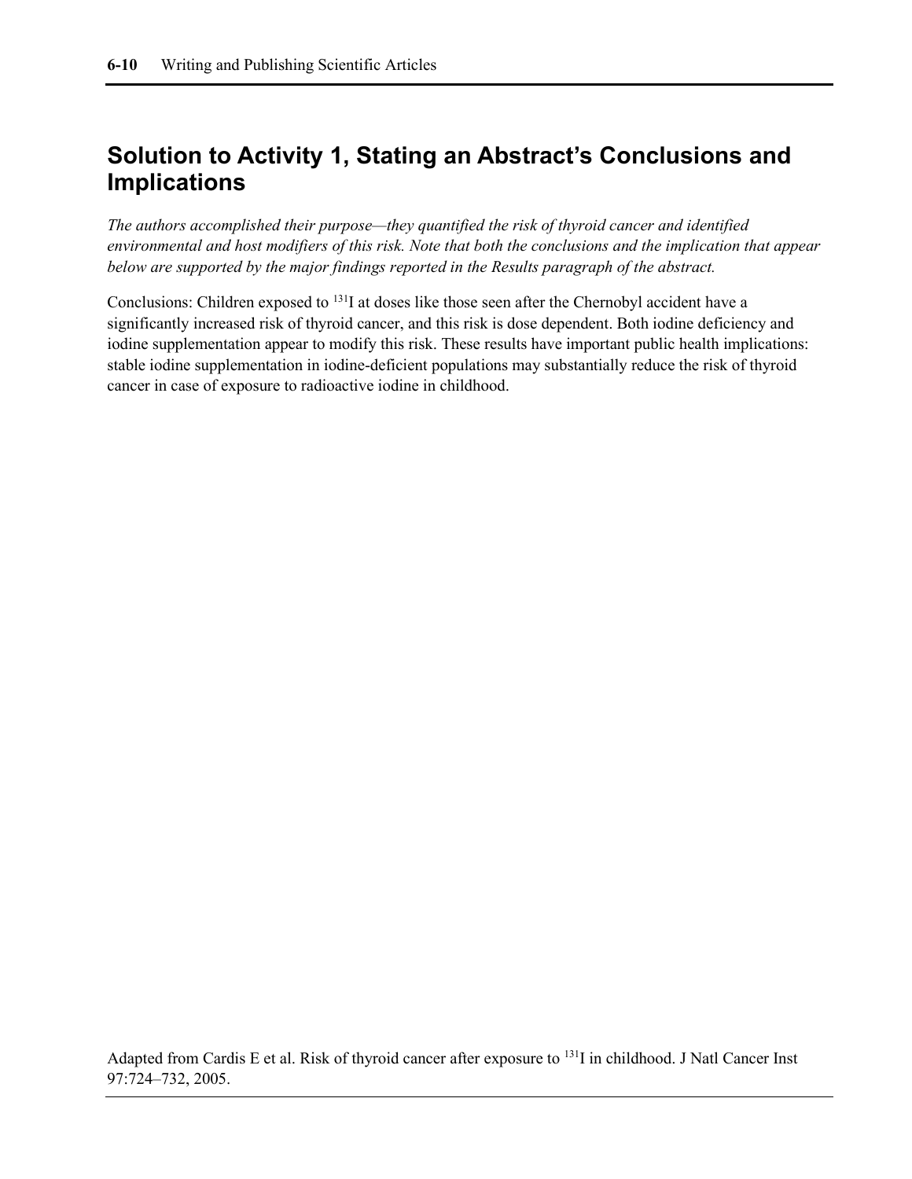## Solution to Activity 1, Stating an Abstract's Conclusions and Implications

*The authors accomplished their purpose—they quantified the risk of thyroid cancer and identified environmental and host modifiers of this risk. Note that both the conclusions and the implication that appear below are supported by the major findings reported in the Results paragraph of the abstract.*

Conclusions: Children exposed to $^{131}$I at doses like those seen after the Chernobyl accident have a significantly increased risk of thyroid cancer, and this risk is dose dependent. Both iodine deficiency and iodine supplementation appear to modify this risk. These results have important public health implications: stable iodine supplementation in iodine-deficient populations may substantially reduce the risk of thyroid cancer in case of exposure to radioactive iodine in childhood.

Adapted from Cardis E et al. Risk of thyroid cancer after exposure to $^{131}$I in childhood. J Natl Cancer Inst 97:724–732, 2005.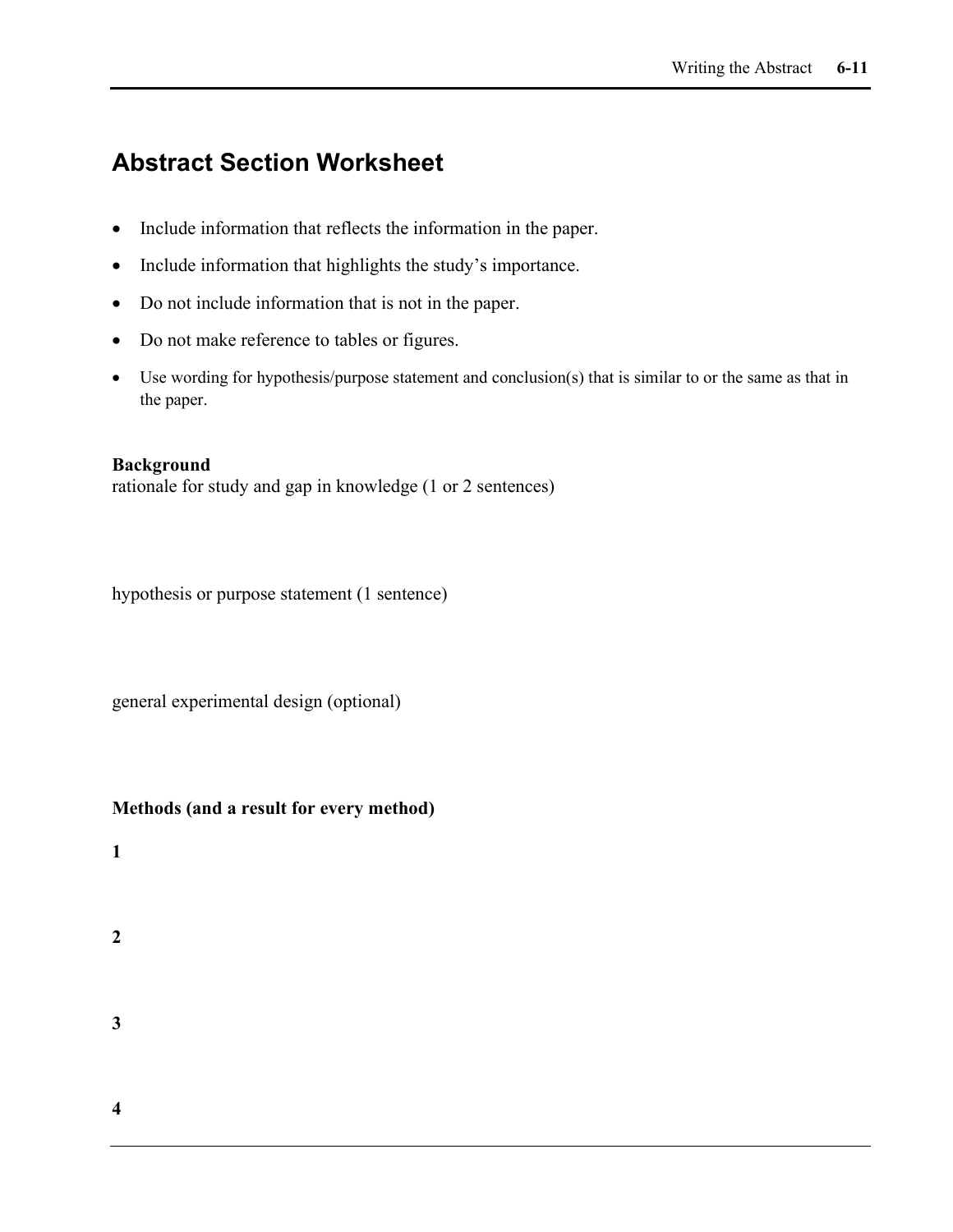## Abstract Section Worksheet

- Include information that reflects the information in the paper.
- Include information that highlights the study's importance.
- Do not include information that is not in the paper.
- Do not make reference to tables or figures.
- Use wording for hypothesis/purpose statement and conclusion(s) that is similar to or the same as that in the paper.

**Background**
rationale for study and gap in knowledge (1 or 2 sentences)

hypothesis or purpose statement (1 sentence)

general experimental design (optional)

**Methods (and a result for every method)**

**1**

**2**

**3**

**4**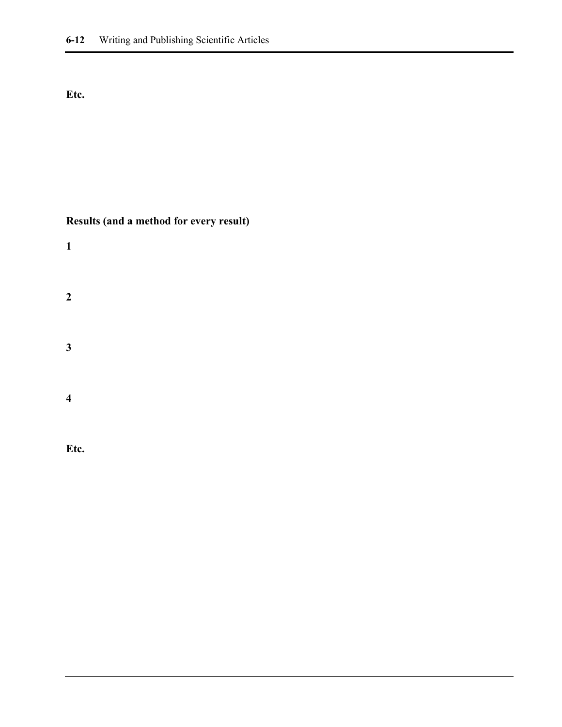**Etc.**

**Results (and a method for every result)**

**1**

**2**

**3**

**4**

**Etc.**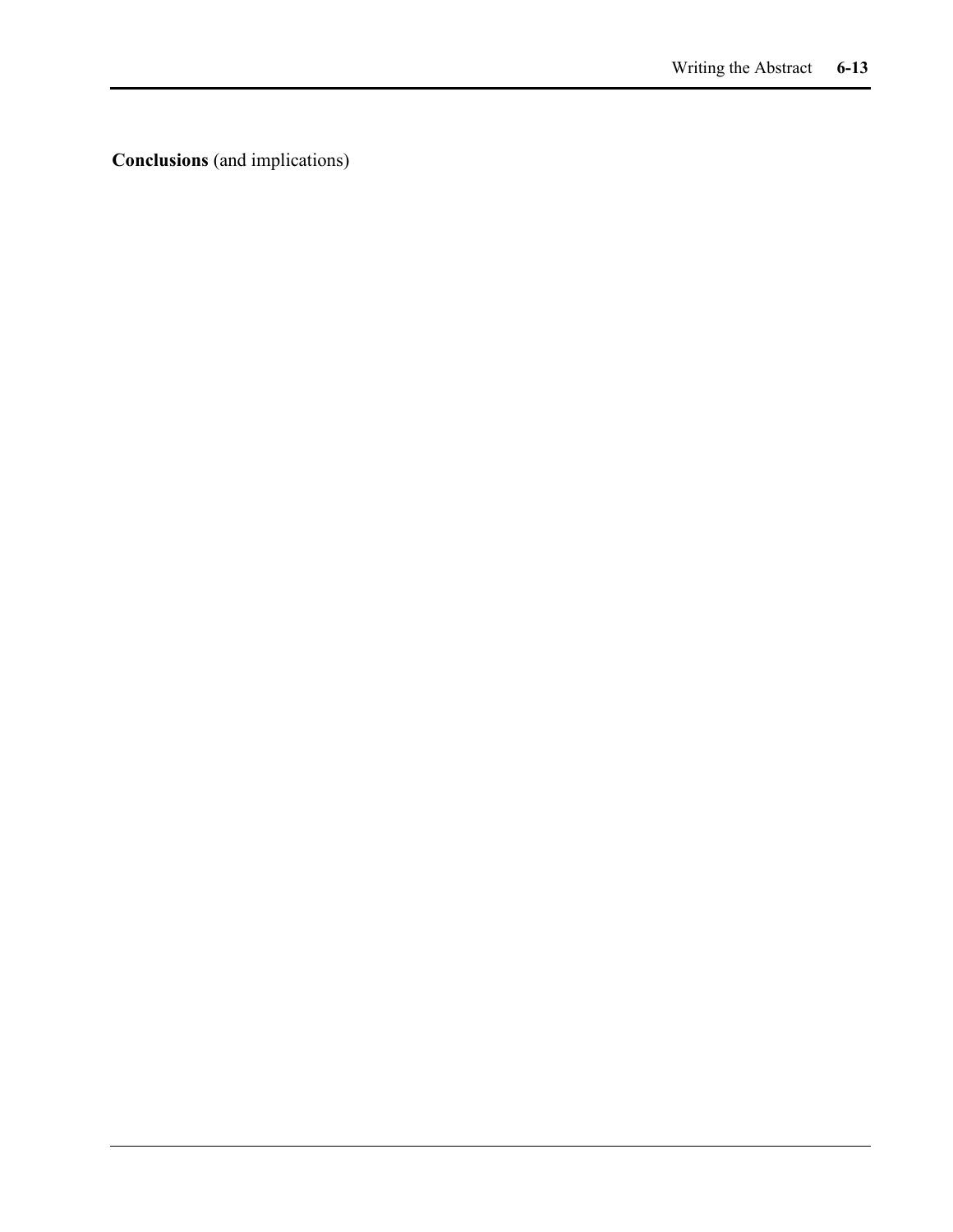**Conclusions** (and implications)